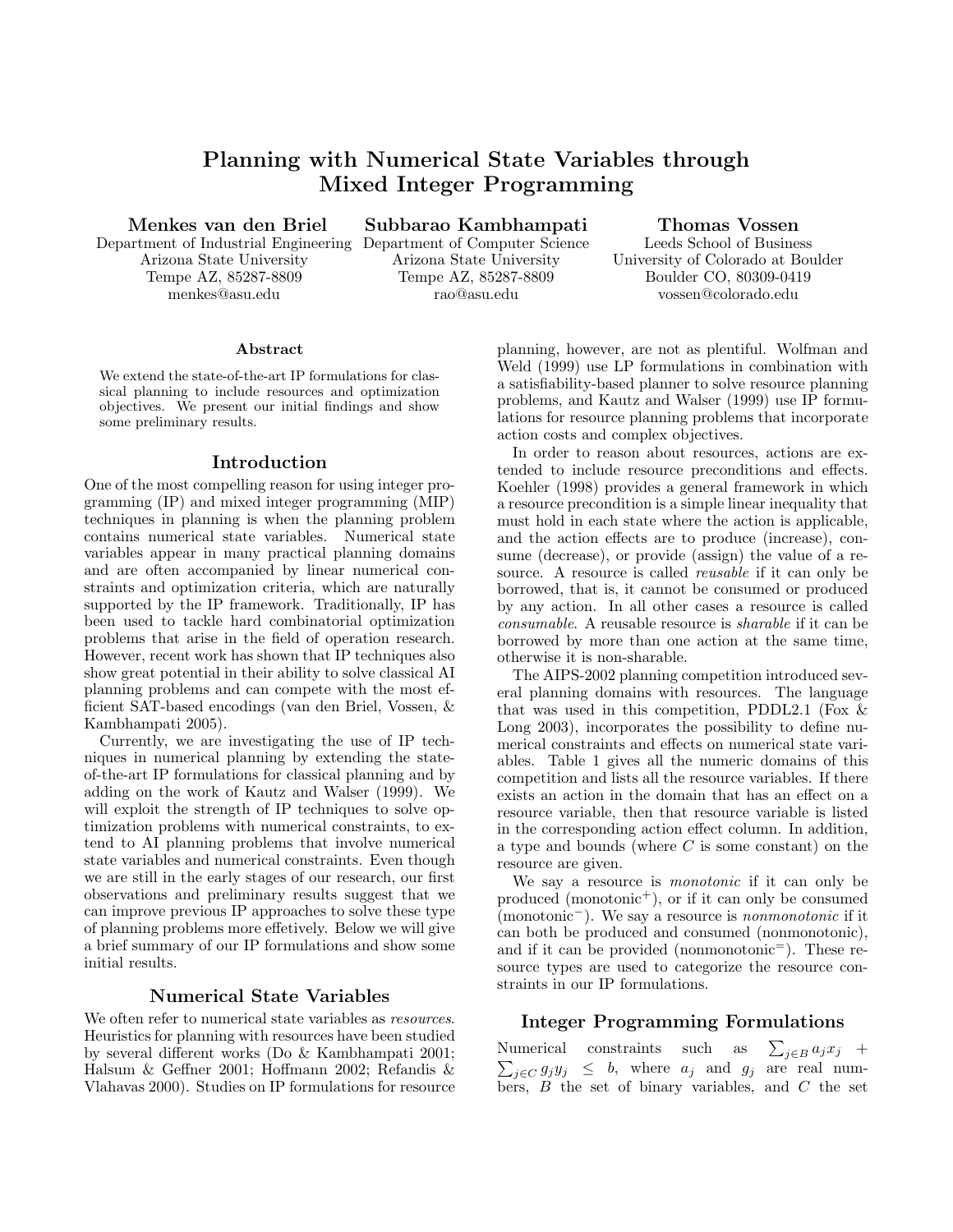# Planning with Numerical State Variables through Mixed Integer Programming

**Menkes van den Briel**
Department of Industrial Engineering
Arizona State University
Tempe AZ, 85287-8809
menkes@asu.edu

**Subbarao Kambhampati**
Department of Computer Science
Arizona State University
Tempe AZ, 85287-8809
rao@asu.edu

**Thomas Vossen**
Leeds School of Business
University of Colorado at Boulder
Boulder CO, 80309-0419
vossen@colorado.edu

### Abstract

We extend the state-of-the-art IP formulations for classical planning to include resources and optimization objectives. We present our initial findings and show some preliminary results.

## Introduction

One of the most compelling reason for using integer programming (IP) and mixed integer programming (MIP) techniques in planning is when the planning problem contains numerical state variables. Numerical state variables appear in many practical planning domains and are often accompanied by linear numerical constraints and optimization criteria, which are naturally supported by the IP framework. Traditionally, IP has been used to tackle hard combinatorial optimization problems that arise in the field of operation research. However, recent work has shown that IP techniques also show great potential in their ability to solve classical AI planning problems and can compete with the most efficient SAT-based encodings (van den Briel, Vossen, & Kambhampati 2005).

Currently, we are investigating the use of IP techniques in numerical planning by extending the state-of-the-art IP formulations for classical planning and by adding on the work of Kautz and Walser (1999). We will exploit the strength of IP techniques to solve optimization problems with numerical constraints, to extend to AI planning problems that involve numerical state variables and numerical constraints. Even though we are still in the early stages of our research, our first observations and preliminary results suggest that we can improve previous IP approaches to solve these type of planning problems more effetively. Below we will give a brief summary of our IP formulations and show some initial results.

## Numerical State Variables

We often refer to numerical state variables as *resources*. Heuristics for planning with resources have been studied by several different works (Do & Kambhampati 2001; Halsum & Geffner 2001; Hoffmann 2002; Refandis & Vlahavas 2000). Studies on IP formulations for resource planning, however, are not as plentiful. Wolfman and Weld (1999) use LP formulations in combination with a satisfiability-based planner to solve resource planning problems, and Kautz and Walser (1999) use IP formulations for resource planning problems that incorporate action costs and complex objectives.

In order to reason about resources, actions are extended to include resource preconditions and effects. Koehler (1998) provides a general framework in which a resource precondition is a simple linear inequality that must hold in each state where the action is applicable, and the action effects are to produce (increase), consume (decrease), or provide (assign) the value of a resource. A resource is called *reusable* if it can only be borrowed, that is, it cannot be consumed or produced by any action. In all other cases a resource is called *consumable*. A reusable resource is *sharable* if it can be borrowed by more than one action at the same time, otherwise it is non-sharable.

The AIPS-2002 planning competition introduced several planning domains with resources. The language that was used in this competition, PDDL2.1 (Fox & Long 2003), incorporates the possibility to define numerical constraints and effects on numerical state variables. Table 1 gives all the numeric domains of this competition and lists all the resource variables. If there exists an action in the domain that has an effect on a resource variable, then that resource variable is listed in the corresponding action effect column. In addition, a type and bounds (where $C$ is some constant) on the resource are given.

We say a resource is *monotonic* if it can only be produced (monotonic$^+$), or if it can only be consumed (monotonic$^-$). We say a resource is *nonmonotonic* if it can both be produced and consumed (nonmonotonic), and if it can be provided (nonmonotonic$^=$). These resource types are used to categorize the resource constraints in our IP formulations.

## Integer Programming Formulations

Numerical constraints such as $\sum_{j \in B} a_j x_j + \sum_{j \in C} g_j y_j \leq b$, where $a_j$ and $g_j$ are real numbers, $B$ the set of binary variables, and $C$ the set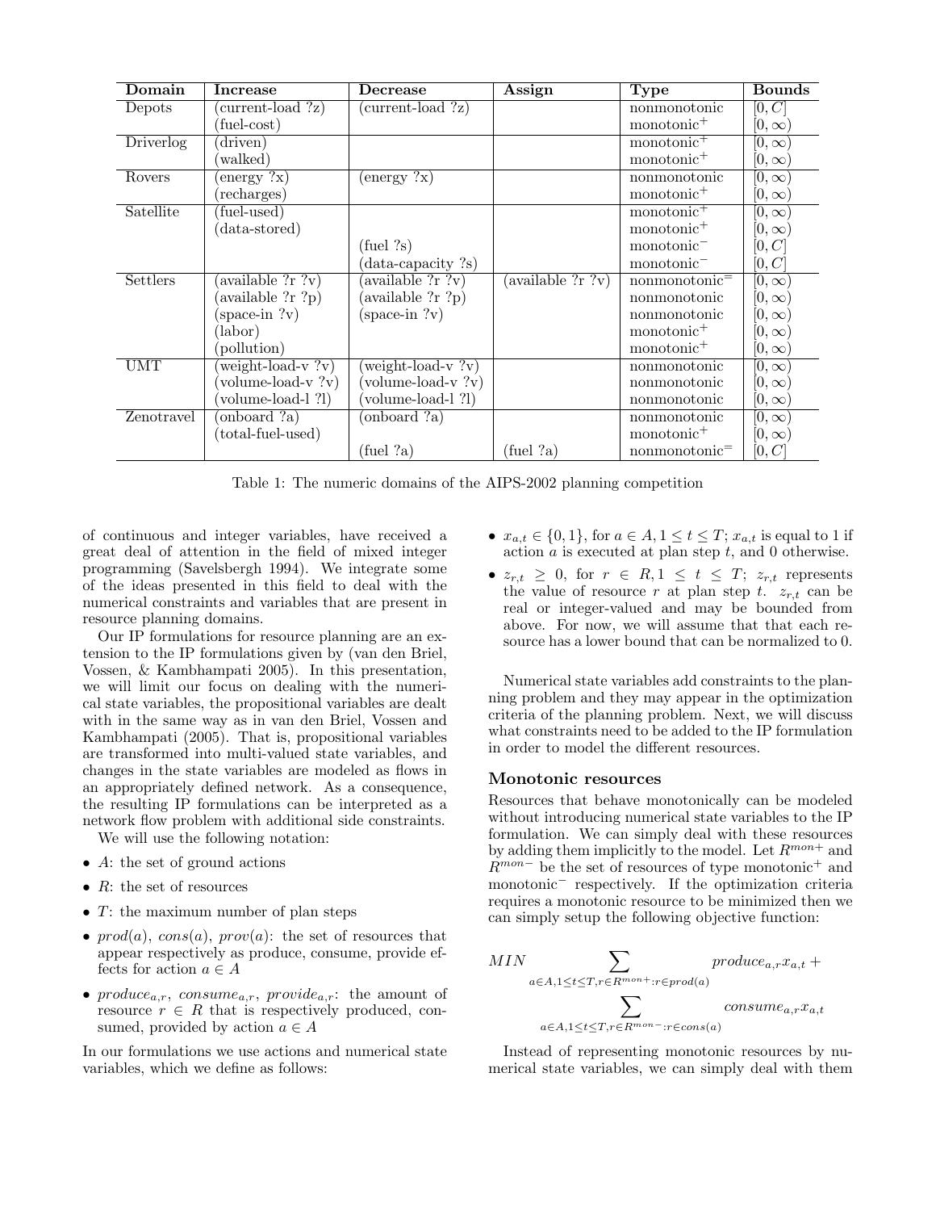| Domain | Increase | Decrease | Assign | Type | Bounds |
|---|---|---|---|---|---|
| Depots | (current-load ?z) | (current-load ?z) | | nonmonotonic | $[0, C]$ |
| | (fuel-cost) | | | monotonic$^+$ | $[0, \infty)$ |
| Driverlog | (driven) | | | monotonic$^+$ | $[0, \infty)$ |
| | (walked) | | | monotonic$^+$ | $[0, \infty)$ |
| Rovers | (energy ?x) | (energy ?x) | | nonmonotonic | $[0, \infty)$ |
| | (recharges) | | | monotonic$^+$ | $[0, \infty)$ |
| Satellite | (fuel-used) | | | monotonic$^+$ | $[0, \infty)$ |
| | (data-stored) | | | monotonic$^+$ | $[0, \infty)$ |
| | | (fuel ?s) | | monotonic$^-$ | $[0, C]$ |
| | | (data-capacity ?s) | | monotonic$^-$ | $[0, C]$ |
| Settlers | (available ?r ?v) | (available ?r ?v) | (available ?r ?v) | nonmonotonic$^=$ | $[0, \infty)$ |
| | (available ?r ?p) | (available ?r ?p) | | nonmonotonic | $[0, \infty)$ |
| | (space-in ?v) | (space-in ?v) | | nonmonotonic | $[0, \infty)$ |
| | (labor) | | | monotonic$^+$ | $[0, \infty)$ |
| | (pollution) | | | monotonic$^+$ | $[0, \infty)$ |
| UMT | (weight-load-v ?v) | (weight-load-v ?v) | | nonmonotonic | $[0, \infty)$ |
| | (volume-load-v ?v) | (volume-load-v ?v) | | nonmonotonic | $[0, \infty)$ |
| | (volume-load-l ?l) | (volume-load-l ?l) | | nonmonotonic | $[0, \infty)$ |
| Zenotravel | (onboard ?a) | (onboard ?a) | | nonmonotonic | $[0, \infty)$ |
| | (total-fuel-used) | | | monotonic$^+$ | $[0, \infty)$ |
| | | (fuel ?a) | (fuel ?a) | nonmonotonic$^=$ | $[0, C]$ |

Table 1: The numeric domains of the AIPS-2002 planning competition

of continuous and integer variables, have received a great deal of attention in the field of mixed integer programming (Savelsbergh 1994). We integrate some of the ideas presented in this field to deal with the numerical constraints and variables that are present in resource planning domains.

Our IP formulations for resource planning are an extension to the IP formulations given by (van den Briel, Vossen, & Kambhampati 2005). In this presentation, we will limit our focus on dealing with the numerical state variables, the propositional variables are dealt with in the same way as in van den Briel, Vossen and Kambhampati (2005). That is, propositional variables are transformed into multi-valued state variables, and changes in the state variables are modeled as flows in an appropriately defined network. As a consequence, the resulting IP formulations can be interpreted as a network flow problem with additional side constraints.

We will use the following notation:

- $A$: the set of ground actions
- $R$: the set of resources
- $T$: the maximum number of plan steps
- $prod(a)$, $cons(a)$, $prov(a)$: the set of resources that appear respectively as produce, consume, provide effects for action $a \in A$
- $produce_{a,r}$, $consume_{a,r}$, $provide_{a,r}$: the amount of resource $r \in R$ that is respectively produced, consumed, provided by action $a \in A$

In our formulations we use actions and numerical state variables, which we define as follows:

- $x_{a,t} \in \{0, 1\}$, for $a \in A, 1 \leq t \leq T$; $x_{a,t}$ is equal to 1 if action $a$ is executed at plan step $t$, and 0 otherwise.
- $z_{r,t} \geq 0$, for $r \in R, 1 \leq t \leq T$; $z_{r,t}$ represents the value of resource $r$ at plan step $t$. $z_{r,t}$ can be real or integer-valued and may be bounded from above. For now, we will assume that that each resource has a lower bound that can be normalized to 0.

Numerical state variables add constraints to the planning problem and they may appear in the optimization criteria of the planning problem. Next, we will discuss what constraints need to be added to the IP formulation in order to model the different resources.

## Monotonic resources

Resources that behave monotonically can be modeled without introducing numerical state variables to the IP formulation. We can simply deal with these resources by adding them implicitly to the model. Let $R^{mon+}$ and $R^{mon-}$ be the set of resources of type monotonic$^+$ and monotonic$^-$ respectively. If the optimization criteria requires a monotonic resource to be minimized then we can simply setup the following objective function:

$$MIN \sum_{a \in A, 1 \leq t \leq T, r \in R^{mon+} : r \in prod(a)} produce_{a,r} x_{a,t} + \sum_{a \in A, 1 \leq t \leq T, r \in R^{mon-} : r \in cons(a)} consume_{a,r} x_{a,t}$$

Instead of representing monotonic resources by numerical state variables, we can simply deal with them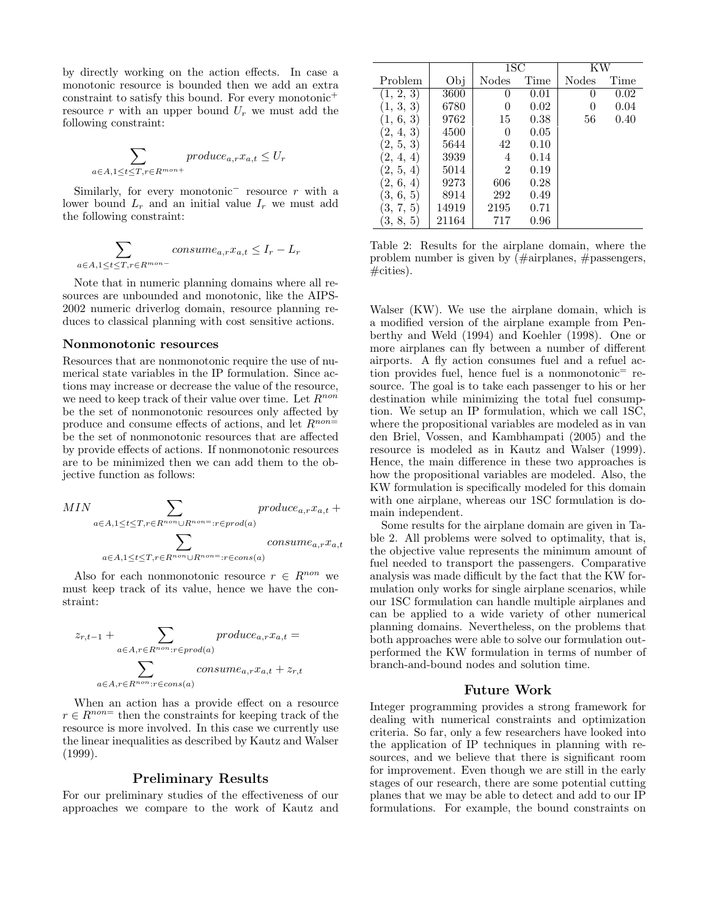by directly working on the action effects. In case a monotonic resource is bounded then we add an extra constraint to satisfy this bound. For every monotonic$^+$ resource $r$ with an upper bound $U_r$ we must add the following constraint:

$$\sum_{a \in A, 1 \leq t \leq T, r \in R^{mon+}} produce_{a,r} x_{a,t} \leq U_r$$

Similarly, for every monotonic$^-$ resource $r$ with a lower bound $L_r$ and an initial value $I_r$ we must add the following constraint:

$$\sum_{a \in A, 1 \leq t \leq T, r \in R^{mon-}} consume_{a,r} x_{a,t} \leq I_r - L_r$$

Note that in numeric planning domains where all resources are unbounded and monotonic, like the AIPS-2002 numeric driverlog domain, resource planning reduces to classical planning with cost sensitive actions.

### Nonmonotonic resources

Resources that are nonmonotonic require the use of numerical state variables in the IP formulation. Since actions may increase or decrease the value of the resource, we need to keep track of their value over time. Let $R^{non}$ be the set of nonmonotonic resources only affected by produce and consume effects of actions, and let $R^{non=}$ be the set of nonmonotonic resources that are affected by provide effects of actions. If nonmonotonic resources are to be minimized then we can add them to the objective function as follows:

$$MIN \sum_{a \in A, 1 \leq t \leq T, r \in R^{non} \cup R^{non=} : r \in prod(a)} produce_{a,r} x_{a,t} + \sum_{a \in A, 1 \leq t \leq T, r \in R^{non} \cup R^{non=} : r \in cons(a)} consume_{a,r} x_{a,t}$$

Also for each nonmonotonic resource $r \in R^{non}$ we must keep track of its value, hence we have the constraint:

$$z_{r,t-1} + \sum_{a \in A, r \in R^{non} : r \in prod(a)} produce_{a,r} x_{a,t} = \sum_{a \in A, r \in R^{non} : r \in cons(a)} consume_{a,r} x_{a,t} + z_{r,t}$$

When an action has a provide effect on a resource $r \in R^{non=}$ then the constraints for keeping track of the resource is more involved. In this case we currently use the linear inequalities as described by Kautz and Walser (1999).

## Preliminary Results

For our preliminary studies of the effectiveness of our approaches we compare to the work of Kautz and Walser (KW). We use the airplane domain, which is a modified version of the airplane example from Penberthy and Weld (1994) and Koehler (1998). One or more airplanes can fly between a number of different airports. A fly action consumes fuel and a refuel action provides fuel, hence fuel is a nonmonotonic$^=$ resource. The goal is to take each passenger to his or her destination while minimizing the total fuel consumption. We setup an IP formulation, which we call 1SC, where the propositional variables are modeled as in van den Briel, Vossen, and Kambhampati (2005) and the resource is modeled as in Kautz and Walser (1999). Hence, the main difference in these two approaches is how the propositional variables are modeled. Also, the KW formulation is specifically modeled for this domain with one airplane, whereas our 1SC formulation is domain independent.

| | | 1SC | | KW | |
|---|---|---|---|---|---|
| Problem | Obj | Nodes | Time | Nodes | Time |
| (1, 2, 3) | 3600 | 0 | 0.01 | 0 | 0.02 |
| (1, 3, 3) | 6780 | 0 | 0.02 | 0 | 0.04 |
| (1, 6, 3) | 9762 | 15 | 0.38 | 56 | 0.40 |
| (2, 4, 3) | 4500 | 0 | 0.05 | | |
| (2, 5, 3) | 5644 | 42 | 0.10 | | |
| (2, 4, 4) | 3939 | 4 | 0.14 | | |
| (2, 5, 4) | 5014 | 2 | 0.19 | | |
| (2, 6, 4) | 9273 | 606 | 0.28 | | |
| (3, 6, 5) | 8914 | 292 | 0.49 | | |
| (3, 7, 5) | 14919 | 2195 | 0.71 | | |
| (3, 8, 5) | 21164 | 717 | 0.96 | | |

Table 2: Results for the airplane domain, where the problem number is given by (#airplanes, #passengers, #cities).

Some results for the airplane domain are given in Table 2. All problems were solved to optimality, that is, the objective value represents the minimum amount of fuel needed to transport the passengers. Comparative analysis was made difficult by the fact that the KW formulation only works for single airplane scenarios, while our 1SC formulation can handle multiple airplanes and can be applied to a wide variety of other numerical planning domains. Nevertheless, on the problems that both approaches were able to solve our formulation outperformed the KW formulation in terms of number of branch-and-bound nodes and solution time.

## Future Work

Integer programming provides a strong framework for dealing with numerical constraints and optimization criteria. So far, only a few researchers have looked into the application of IP techniques in planning with resources, and we believe that there is significant room for improvement. Even though we are still in the early stages of our research, there are some potential cutting planes that we may be able to detect and add to our IP formulations. For example, the bound constraints on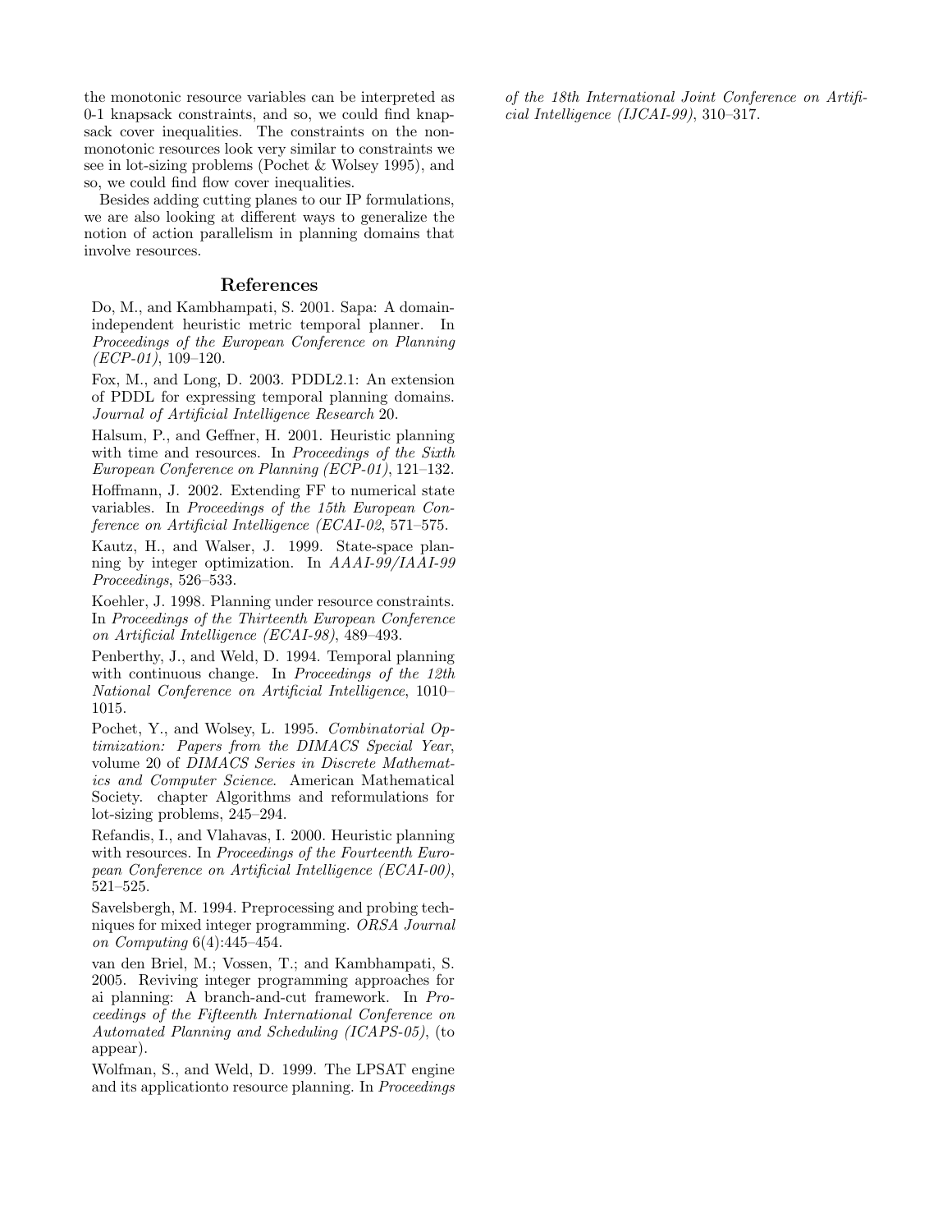the monotonic resource variables can be interpreted as 0-1 knapsack constraints, and so, we could find knapsack cover inequalities. The constraints on the nonmonotonic resources look very similar to constraints we see in lot-sizing problems (Pochet & Wolsey 1995), and so, we could find flow cover inequalities.

Besides adding cutting planes to our IP formulations, we are also looking at different ways to generalize the notion of action parallelism in planning domains that involve resources.

## References

Do, M., and Kambhampati, S. 2001. Sapa: A domain-independent heuristic metric temporal planner. In *Proceedings of the European Conference on Planning (ECP-01)*, 109–120.

Fox, M., and Long, D. 2003. PDDL2.1: An extension of PDDL for expressing temporal planning domains. *Journal of Artificial Intelligence Research* 20.

Halsum, P., and Geffner, H. 2001. Heuristic planning with time and resources. In *Proceedings of the Sixth European Conference on Planning (ECP-01)*, 121–132.

Hoffmann, J. 2002. Extending FF to numerical state variables. In *Proceedings of the 15th European Conference on Artificial Intelligence (ECAI-02*, 571–575.

Kautz, H., and Walser, J. 1999. State-space planning by integer optimization. In *AAAI-99/IAAI-99 Proceedings*, 526–533.

Koehler, J. 1998. Planning under resource constraints. In *Proceedings of the Thirteenth European Conference on Artificial Intelligence (ECAI-98)*, 489–493.

Penberthy, J., and Weld, D. 1994. Temporal planning with continuous change. In *Proceedings of the 12th National Conference on Artificial Intelligence*, 1010–1015.

Pochet, Y., and Wolsey, L. 1995. *Combinatorial Optimization: Papers from the DIMACS Special Year*, volume 20 of *DIMACS Series in Discrete Mathematics and Computer Science*. American Mathematical Society. chapter Algorithms and reformulations for lot-sizing problems, 245–294.

Refandis, I., and Vlahavas, I. 2000. Heuristic planning with resources. In *Proceedings of the Fourteenth European Conference on Artificial Intelligence (ECAI-00)*, 521–525.

Savelsbergh, M. 1994. Preprocessing and probing techniques for mixed integer programming. *ORSA Journal on Computing* 6(4):445–454.

van den Briel, M.; Vossen, T.; and Kambhampati, S. 2005. Reviving integer programming approaches for ai planning: A branch-and-cut framework. In *Proceedings of the Fifteenth International Conference on Automated Planning and Scheduling (ICAPS-05)*, (to appear).

Wolfman, S., and Weld, D. 1999. The LPSAT engine and its applicationto resource planning. In *Proceedings of the 18th International Joint Conference on Artificial Intelligence (IJCAI-99)*, 310–317.